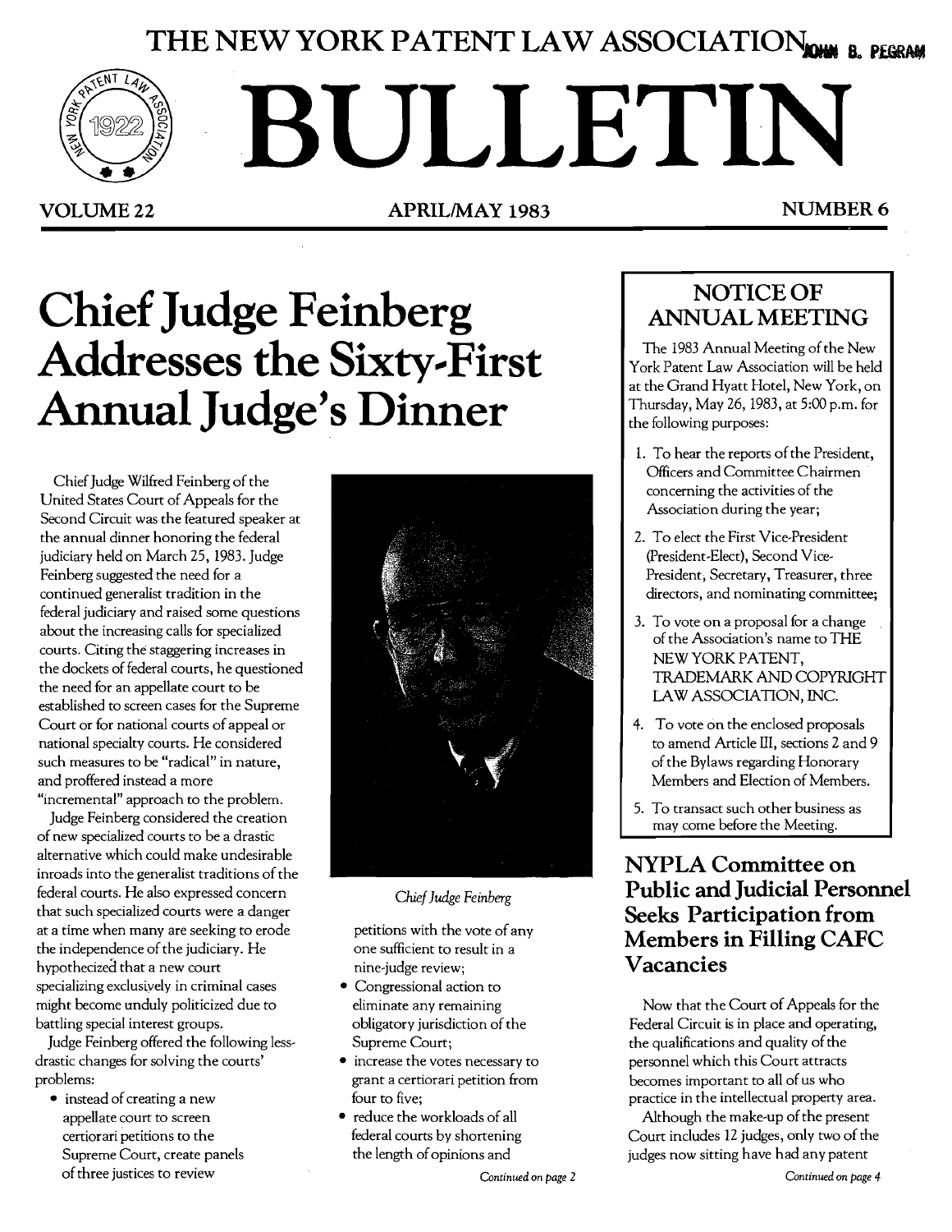# THE NEW YORK PATENT LAW ASSOCIATION

# BULLETIN

VOLUME 22 — APRIL/MAY 1983 — NUMBER 6

# Chief Judge Feinberg Addresses the Sixty-First Annual Judge's Dinner

Chief Judge Wilfred Feinberg of the United States Court of Appeals for the Second Circuit was the featured speaker at the annual dinner honoring the federal judiciary held on March 25, 1983. Judge Feinberg suggested the need for a continued generalist tradition in the federal judiciary and raised some questions about the increasing calls for specialized courts. Citing the staggering increases in the dockets of federal courts, he questioned the need for an appellate court to be established to screen cases for the Supreme Court or for national courts of appeal or national specialty courts. He considered such measures to be "radical" in nature, and proffered instead a more "incremental" approach to the problem.

Judge Feinberg considered the creation of new specialized courts to be a drastic alternative which could make undesirable inroads into the generalist traditions of the federal courts. He also expressed concern that such specialized courts were a danger at a time when many are seeking to erode the independence of the judiciary. He hypothecized that a new court specializing exclusively in criminal cases might become unduly politicized due to battling special interest groups.

Judge Feinberg offered the following less-drastic changes for solving the courts' problems:

- instead of creating a new appellate court to screen certiorari petitions to the Supreme Court, create panels of three justices to review petitions with the vote of any one sufficient to result in a nine-judge review;
- Congressional action to eliminate any remaining obligatory jurisdiction of the Supreme Court;
- increase the votes necessary to grant a certiorari petition from four to five;
- reduce the workloads of all federal courts by shortening the length of opinions and

*Chief Judge Feinberg*

*Continued on page 2*

## NOTICE OF ANNUAL MEETING

The 1983 Annual Meeting of the New York Patent Law Association will be held at the Grand Hyatt Hotel, New York, on Thursday, May 26, 1983, at 5:00 p.m. for the following purposes:

1. To hear the reports of the President, Officers and Committee Chairmen concerning the activities of the Association during the year;
2. To elect the First Vice-President (President-Elect), Second Vice-President, Secretary, Treasurer, three directors, and nominating committee;
3. To vote on a proposal for a change of the Association's name to THE NEW YORK PATENT, TRADEMARK AND COPYRIGHT LAW ASSOCIATION, INC.
4. To vote on the enclosed proposals to amend Article III, sections 2 and 9 of the Bylaws regarding Honorary Members and Election of Members.
5. To transact such other business as may come before the Meeting.

## NYPLA Committee on Public and Judicial Personnel Seeks Participation from Members in Filling CAFC Vacancies

Now that the Court of Appeals for the Federal Circuit is in place and operating, the qualifications and quality of the personnel which this Court attracts becomes important to all of us who practice in the intellectual property area.

Although the make-up of the present Court includes 12 judges, only two of the judges now sitting have had any patent

*Continued on page 4*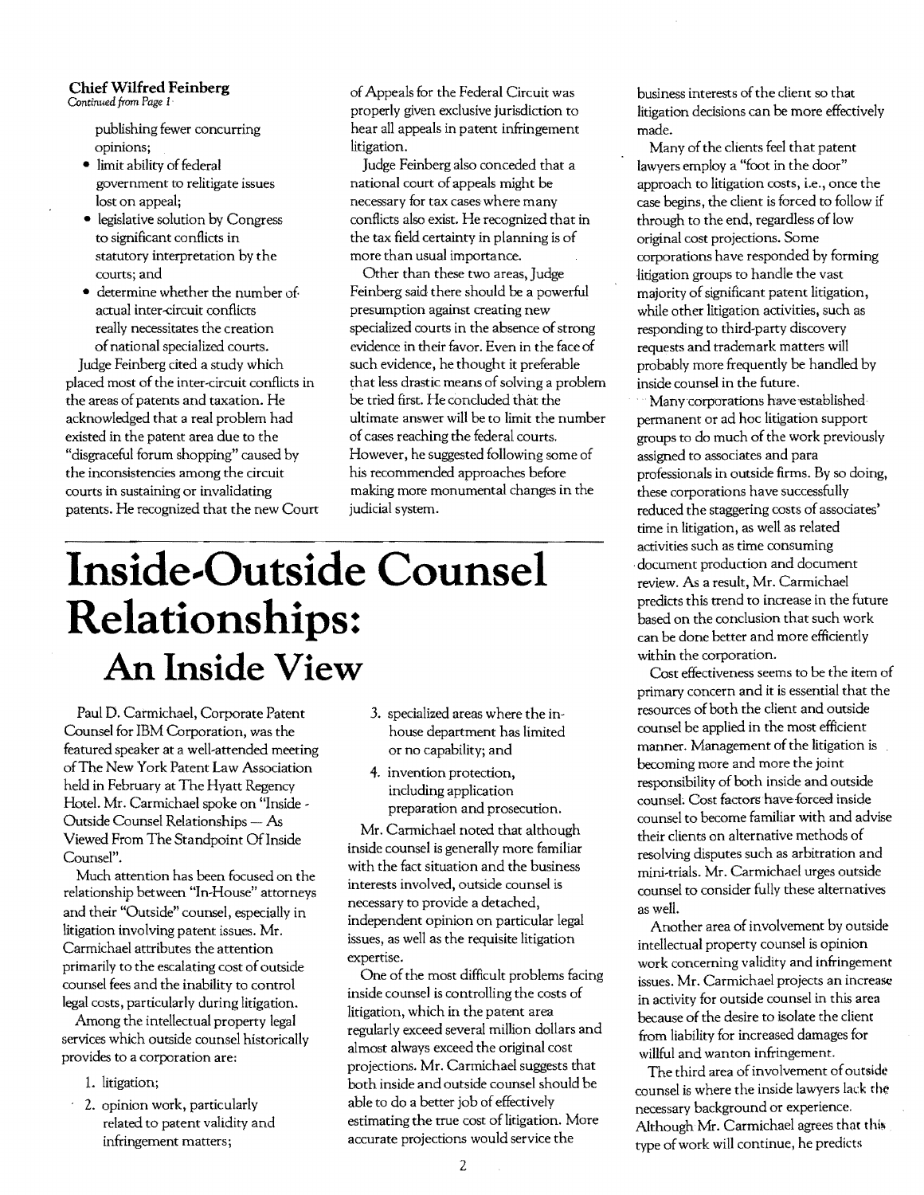**Chief Wilfred Feinberg**
*Continued from Page 1*

publishing fewer concurring opinions;

- limit ability of federal government to relitigate issues lost on appeal;
- legislative solution by Congress to significant conflicts in statutory interpretation by the courts; and
- determine whether the number of actual inter-circuit conflicts really necessitates the creation of national specialized courts.

Judge Feinberg cited a study which placed most of the inter-circuit conflicts in the areas of patents and taxation. He acknowledged that a real problem had existed in the patent area due to the "disgraceful forum shopping" caused by the inconsistencies among the circuit courts in sustaining or invalidating patents. He recognized that the new Court of Appeals for the Federal Circuit was properly given exclusive jurisdiction to hear all appeals in patent infringement litigation.

Judge Feinberg also conceded that a national court of appeals might be necessary for tax cases where many conflicts also exist. He recognized that in the tax field certainty in planning is of more than usual importance.

Other than these two areas, Judge Feinberg said there should be a powerful presumption against creating new specialized courts in the absence of strong evidence in their favor. Even in the face of such evidence, he thought it preferable that less drastic means of solving a problem be tried first. He concluded that the ultimate answer will be to limit the number of cases reaching the federal courts. However, he suggested following some of his recommended approaches before making more monumental changes in the judicial system.

# Inside-Outside Counsel Relationships:

## An Inside View

Paul D. Carmichael, Corporate Patent Counsel for IBM Corporation, was the featured speaker at a well-attended meeting of The New York Patent Law Association held in February at The Hyatt Regency Hotel. Mr. Carmichael spoke on "Inside - Outside Counsel Relationships — As Viewed From The Standpoint Of Inside Counsel".

Much attention has been focused on the relationship between "In-House" attorneys and their "Outside" counsel, especially in litigation involving patent issues. Mr. Carmichael attributes the attention primarily to the escalating cost of outside counsel fees and the inability to control legal costs, particularly during litigation.

Among the intellectual property legal services which outside counsel historically provides to a corporation are:

1. litigation;
2. opinion work, particularly related to patent validity and infringement matters;
3. specialized areas where the in-house department has limited or no capability; and
4. invention protection, including application preparation and prosecution.

Mr. Carmichael noted that although inside counsel is generally more familiar with the fact situation and the business interests involved, outside counsel is necessary to provide a detached, independent opinion on particular legal issues, as well as the requisite litigation expertise.

One of the most difficult problems facing inside counsel is controlling the costs of litigation, which in the patent area regularly exceed several million dollars and almost always exceed the original cost projections. Mr. Carmichael suggests that both inside and outside counsel should be able to do a better job of effectively estimating the true cost of litigation. More accurate projections would service the business interests of the client so that litigation decisions can be more effectively made.

Many of the clients feel that patent lawyers employ a "foot in the door" approach to litigation costs, i.e., once the case begins, the client is forced to follow it through to the end, regardless of low original cost projections. Some corporations have responded by forming litigation groups to handle the vast majority of significant patent litigation, while other litigation activities, such as responding to third-party discovery requests and trademark matters will probably more frequently be handled by inside counsel in the future.

Many corporations have established permanent or ad hoc litigation support groups to do much of the work previously assigned to associates and para professionals in outside firms. By so doing, these corporations have successfully reduced the staggering costs of associates' time in litigation, as well as related activities such as time consuming document production and document review. As a result, Mr. Carmichael predicts this trend to increase in the future based on the conclusion that such work can be done better and more efficiently within the corporation.

Cost effectiveness seems to be the item of primary concern and it is essential that the resources of both the client and outside counsel be applied in the most efficient manner. Management of the litigation is becoming more and more the joint responsibility of both inside and outside counsel. Cost factors have forced inside counsel to become familiar with and advise their clients on alternative methods of resolving disputes such as arbitration and mini-trials. Mr. Carmichael urges outside counsel to consider fully these alternatives as well.

Another area of involvement by outside intellectual property counsel is opinion work concerning validity and infringement issues. Mr. Carmichael projects an increase in activity for outside counsel in this area because of the desire to isolate the client from liability for increased damages for willful and wanton infringement.

The third area of involvement of outside counsel is where the inside lawyers lack the necessary background or experience. Although Mr. Carmichael agrees that this type of work will continue, he predicts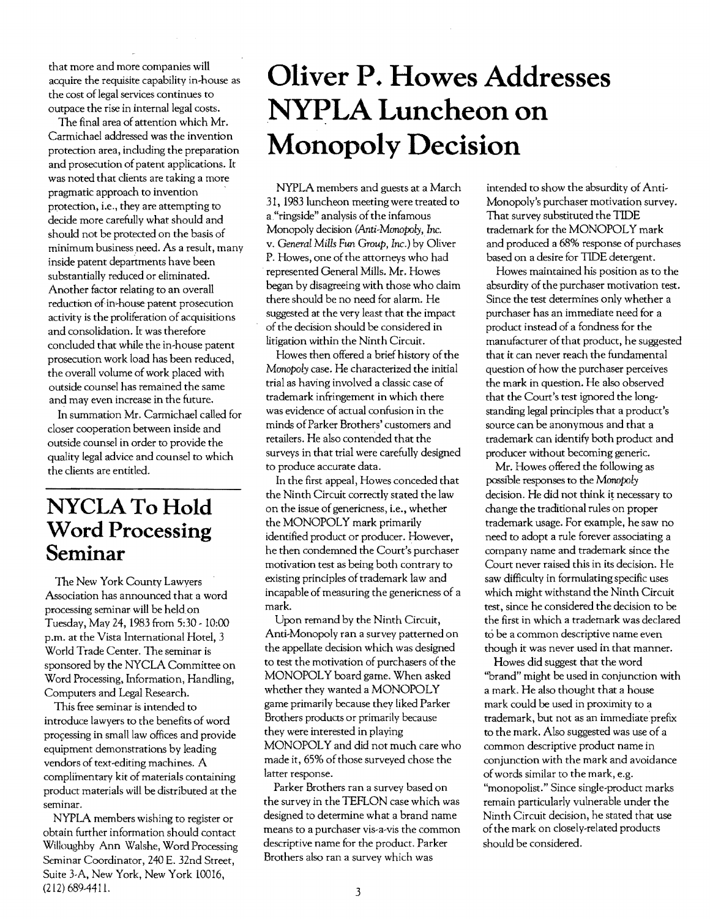that more and more companies will acquire the requisite capability in-house as the cost of legal services continues to outpace the rise in internal legal costs.

The final area of attention which Mr. Carmichael addressed was the invention protection area, including the preparation and prosecution of patent applications. It was noted that clients are taking a more pragmatic approach to invention protection, i.e., they are attempting to decide more carefully what should and should not be protected on the basis of minimum business need. As a result, many inside patent departments have been substantially reduced or eliminated. Another factor relating to an overall reduction of in-house patent prosecution activity is the proliferation of acquisitions and consolidation. It was therefore concluded that while the in-house patent prosecution work load has been reduced, the overall volume of work placed with outside counsel has remained the same and may even increase in the future.

In summation Mr. Carmichael called for closer cooperation between inside and outside counsel in order to provide the quality legal advice and counsel to which the clients are entitled.

## NYCLA To Hold Word Processing Seminar

The New York County Lawyers Association has announced that a word processing seminar will be held on Tuesday, May 24, 1983 from 5:30 - 10:00 p.m. at the Vista International Hotel, 3 World Trade Center. The seminar is sponsored by the NYCLA Committee on Word Processing, Information, Handling, Computers and Legal Research.

This free seminar is intended to introduce lawyers to the benefits of word processing in small law offices and provide equipment demonstrations by leading vendors of text-editing machines. A complimentary kit of materials containing product materials will be distributed at the seminar.

NYPLA members wishing to register or obtain further information should contact Willoughby Ann Walshe, Word Processing Seminar Coordinator, 240 E. 32nd Street, Suite 3-A, New York, New York 10016, (212) 689-4411.

# Oliver P. Howes Addresses NYPLA Luncheon on Monopoly Decision

NYPLA members and guests at a March 31, 1983 luncheon meeting were treated to a "ringside" analysis of the infamous Monopoly decision (*Anti-Monopoly, Inc. v. General Mills Fun Group, Inc.*) by Oliver P. Howes, one of the attorneys who had represented General Mills. Mr. Howes began by disagreeing with those who claim there should be no need for alarm. He suggested at the very least that the impact of the decision should be considered in litigation within the Ninth Circuit.

Howes then offered a brief history of the *Monopoly* case. He characterized the initial trial as having involved a classic case of trademark infringement in which there was evidence of actual confusion in the minds of Parker Brothers' customers and retailers. He also contended that the surveys in that trial were carefully designed to produce accurate data.

In the first appeal, Howes conceded that the Ninth Circuit correctly stated the law on the issue of genericness, i.e., whether the MONOPOLY mark primarily identified product or producer. However, he then condemned the Court's purchaser motivation test as being both contrary to existing principles of trademark law and incapable of measuring the genericness of a mark.

Upon remand by the Ninth Circuit, Anti-Monopoly ran a survey patterned on the appellate decision which was designed to test the motivation of purchasers of the MONOPOLY board game. When asked whether they wanted a MONOPOLY game primarily because they liked Parker Brothers products or primarily because they were interested in playing MONOPOLY and did not much care who made it, 65% of those surveyed chose the latter response.

Parker Brothers ran a survey based on the survey in the TEFLON case which was designed to determine what a brand name means to a purchaser vis-a-vis the common descriptive name for the product. Parker Brothers also ran a survey which was intended to show the absurdity of Anti-Monopoly's purchaser motivation survey. That survey substituted the TIDE trademark for the MONOPOLY mark and produced a 68% response of purchases based on a desire for TIDE detergent.

Howes maintained his position as to the absurdity of the purchaser motivation test. Since the test determines only whether a purchaser has an immediate need for a product instead of a fondness for the manufacturer of that product, he suggested that it can never reach the fundamental question of how the purchaser perceives the mark in question. He also observed that the Court's test ignored the long-standing legal principles that a product's source can be anonymous and that a trademark can identify both product and producer without becoming generic.

Mr. Howes offered the following as possible responses to the *Monopoly* decision. He did not think it necessary to change the traditional rules on proper trademark usage. For example, he saw no need to adopt a rule forever associating a company name and trademark since the Court never raised this in its decision. He saw difficulty in formulating specific uses which might withstand the Ninth Circuit test, since he considered the decision to be the first in which a trademark was declared to be a common descriptive name even though it was never used in that manner.

Howes did suggest that the word "brand" might be used in conjunction with a mark. He also thought that a house mark could be used in proximity to a trademark, but not as an immediate prefix to the mark. Also suggested was use of a common descriptive product name in conjunction with the mark and avoidance of words similar to the mark, e.g. "monopolist." Since single-product marks remain particularly vulnerable under the Ninth Circuit decision, he stated that use of the mark on closely-related products should be considered.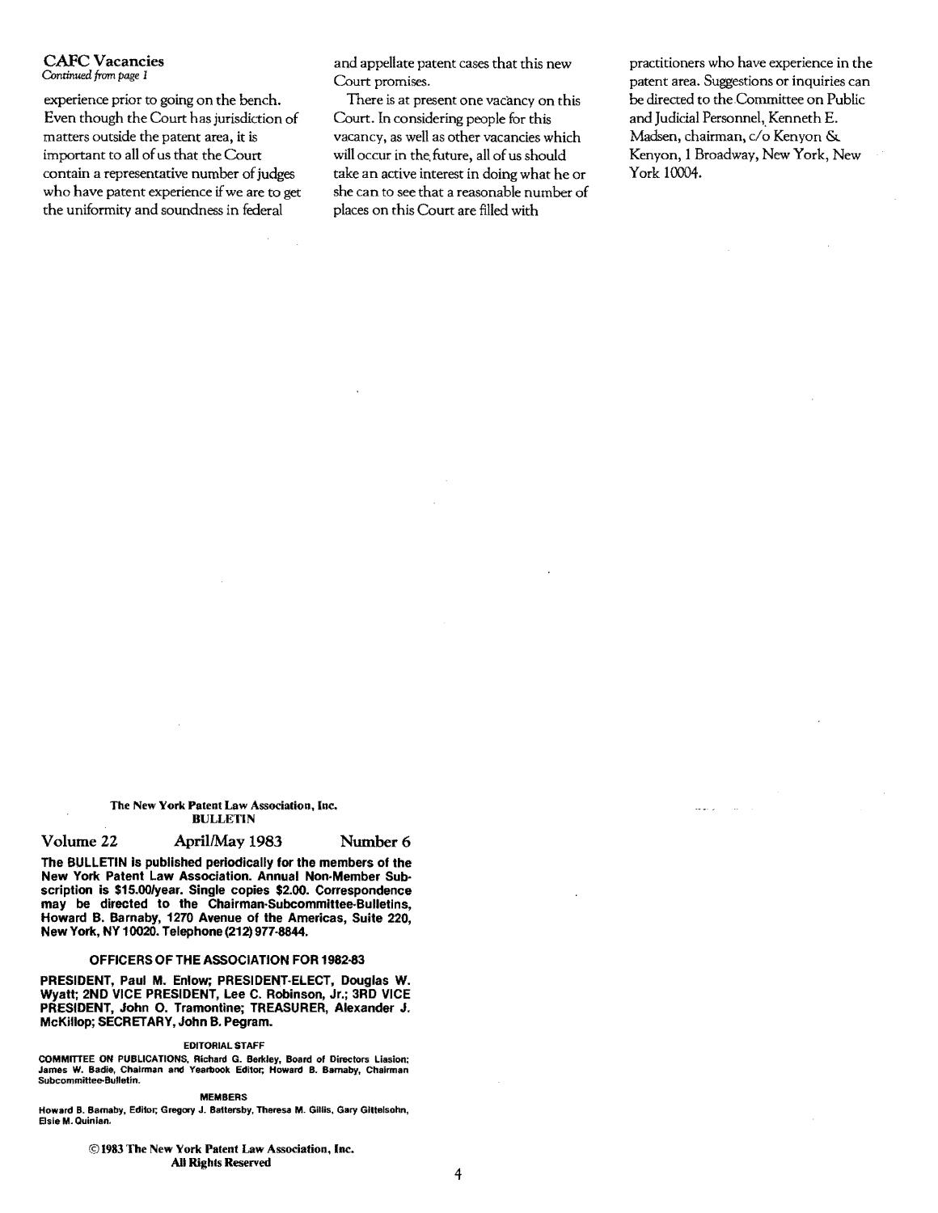## CAFC Vacancies

*Continued from page 1*

experience prior to going on the bench. Even though the Court has jurisdiction of matters outside the patent area, it is important to all of us that the Court contain a representative number of judges who have patent experience if we are to get the uniformity and soundness in federal and appellate patent cases that this new Court promises.

There is at present one vacancy on this Court. In considering people for this vacancy, as well as other vacancies which will occur in the future, all of us should take an active interest in doing what he or she can to see that a reasonable number of places on this Court are filled with practitioners who have experience in the patent area. Suggestions or inquiries can be directed to the Committee on Public and Judicial Personnel, Kenneth E. Madsen, chairman, c/o Kenyon & Kenyon, 1 Broadway, New York, New York 10004.

**The New York Patent Law Association, Inc.**
**BULLETIN**

Volume 22 &nbsp;&nbsp;&nbsp; April/May 1983 &nbsp;&nbsp;&nbsp; Number 6

**The BULLETIN is published periodically for the members of the New York Patent Law Association. Annual Non-Member Subscription is $15.00/year. Single copies $2.00. Correspondence may be directed to the Chairman-Subcommittee-Bulletins, Howard B. Barnaby, 1270 Avenue of the Americas, Suite 220, New York, NY 10020. Telephone (212) 977-8844.**

**OFFICERS OF THE ASSOCIATION FOR 1982-83**

**PRESIDENT, Paul M. Enlow; PRESIDENT-ELECT, Douglas W. Wyatt; 2ND VICE PRESIDENT, Lee C. Robinson, Jr.; 3RD VICE PRESIDENT, John O. Tramontine; TREASURER, Alexander J. McKillop; SECRETARY, John B. Pegram.**

**EDITORIAL STAFF**

**COMMITTEE ON PUBLICATIONS, Richard G. Berkley, Board of Directors Liasion; James W. Badie, Chairman and Yearbook Editor; Howard B. Barnaby, Chairman Subcommittee-Bulletin.**

**MEMBERS**

**Howard B. Barnaby, Editor; Gregory J. Battersby, Theresa M. Gillis, Gary Gittelsohn, Elsie M. Quinlan.**

**© 1983 The New York Patent Law Association, Inc.**
**All Rights Reserved**